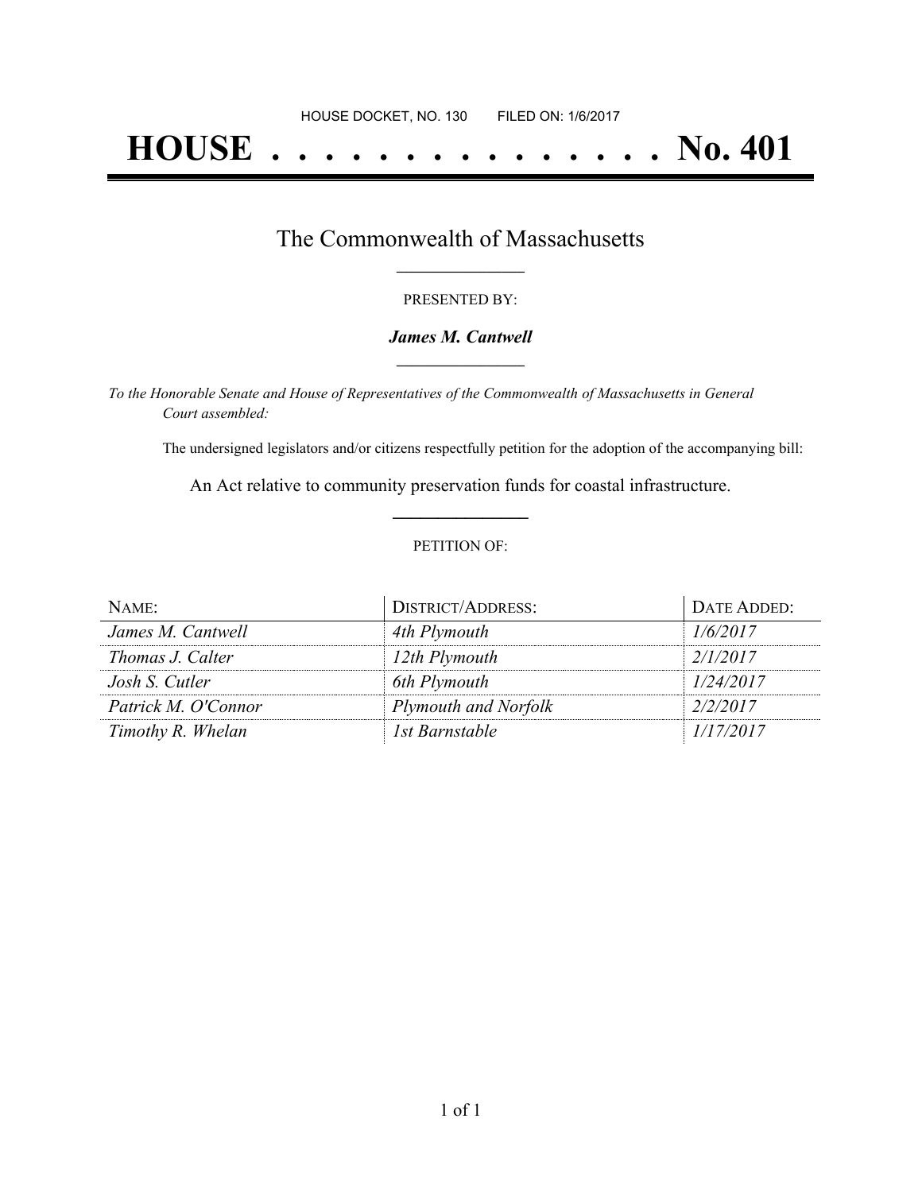HOUSE DOCKET, NO. 130 FILED ON: 1/6/2017

# HOUSE . . . . . . . . . . . . . . . No. 401

## The Commonwealth of Massachusetts

PRESENTED BY:

***James M. Cantwell***

*To the Honorable Senate and House of Representatives of the Commonwealth of Massachusetts in General Court assembled:*

The undersigned legislators and/or citizens respectfully petition for the adoption of the accompanying bill:

An Act relative to community preservation funds for coastal infrastructure.

PETITION OF:

| NAME: | DISTRICT/ADDRESS: | DATE ADDED: |
|---|---|---|
| *James M. Cantwell* | *4th Plymouth* | *1/6/2017* |
| *Thomas J. Calter* | *12th Plymouth* | *2/1/2017* |
| *Josh S. Cutler* | *6th Plymouth* | *1/24/2017* |
| *Patrick M. O'Connor* | *Plymouth and Norfolk* | *2/2/2017* |
| *Timothy R. Whelan* | *1st Barnstable* | *1/17/2017* |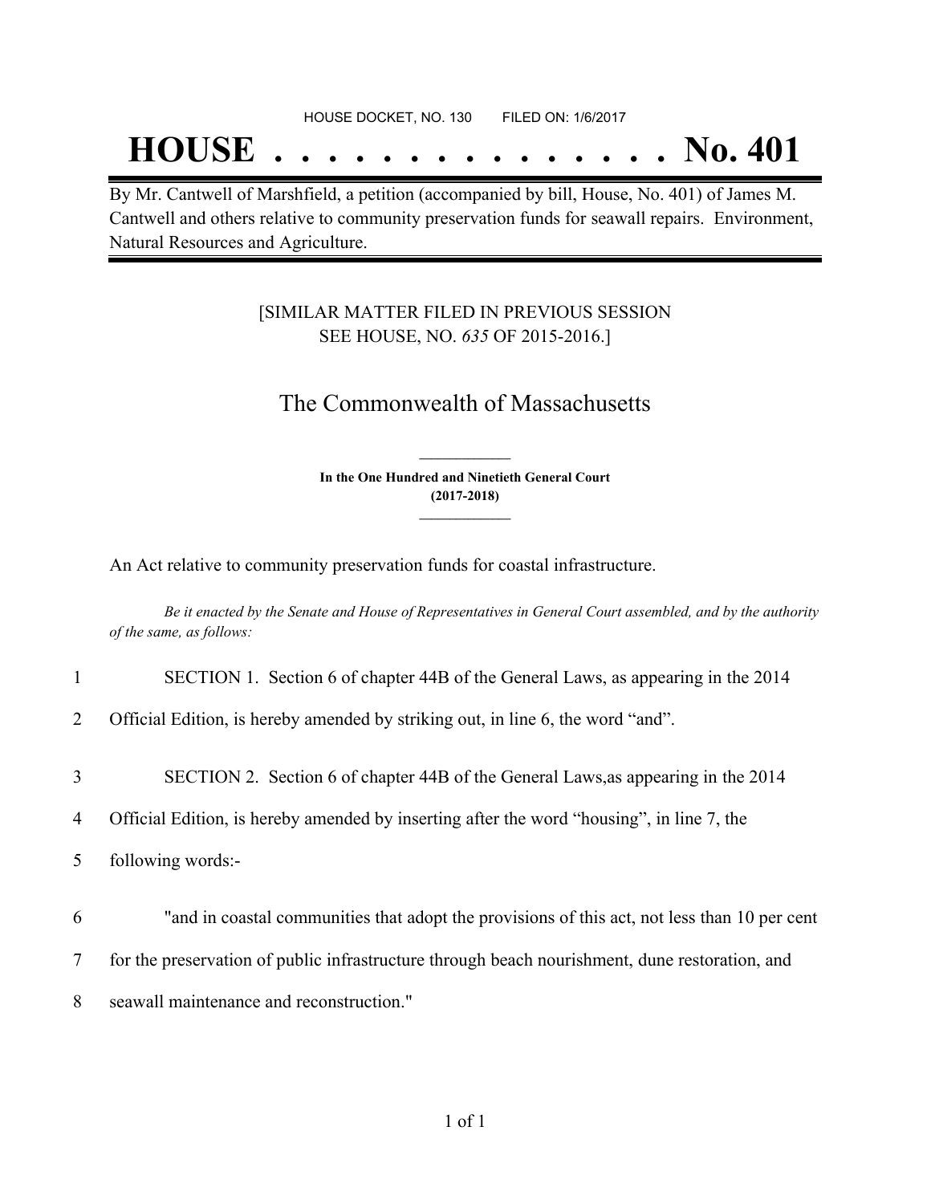HOUSE DOCKET, NO. 130        FILED ON: 1/6/2017

# HOUSE . . . . . . . . . . . . . . . No. 401

By Mr. Cantwell of Marshfield, a petition (accompanied by bill, House, No. 401) of James M. Cantwell and others relative to community preservation funds for seawall repairs. Environment, Natural Resources and Agriculture.

[SIMILAR MATTER FILED IN PREVIOUS SESSION
SEE HOUSE, NO. *635* OF 2015-2016.]

## The Commonwealth of Massachusetts

**In the One Hundred and Ninetieth General Court**
**(2017-2018)**

An Act relative to community preservation funds for coastal infrastructure.

*Be it enacted by the Senate and House of Representatives in General Court assembled, and by the authority of the same, as follows:*

1 SECTION 1. Section 6 of chapter 44B of the General Laws, as appearing in the 2014
2 Official Edition, is hereby amended by striking out, in line 6, the word "and".

3 SECTION 2. Section 6 of chapter 44B of the General Laws,as appearing in the 2014
4 Official Edition, is hereby amended by inserting after the word "housing", in line 7, the
5 following words:-

6 "and in coastal communities that adopt the provisions of this act, not less than 10 per cent
7 for the preservation of public infrastructure through beach nourishment, dune restoration, and
8 seawall maintenance and reconstruction."